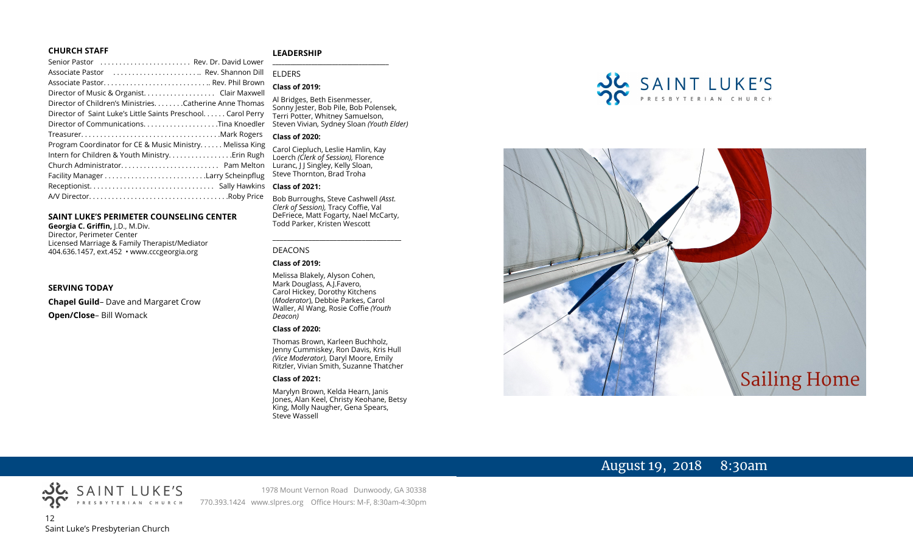### CHURCH STAFF

Senior Pastor ........................ Rev. Dr. David Lower
Associate Pastor ........................ Rev. Shannon Dill
Associate Pastor............................ Rev. Phil Brown
Director of Music & Organist.................. Clair Maxwell
Director of Children's Ministries........Catherine Anne Thomas
Director of Saint Luke's Little Saints Preschool...... Carol Perry
Director of Communications...................Tina Knoedler
Treasurer....................................Mark Rogers
Program Coordinator for CE & Music Ministry...... Melissa King
Intern for Children & Youth Ministry.................Erin Rugh
Church Administrator.......................... Pam Melton
Facility Manager...........................Larry Scheinpflug
Receptionist................................ Sally Hawkins
A/V Director....................................Roby Price

### SAINT LUKE'S PERIMETER COUNSELING CENTER

**Georgia C. Griffin,** J.D., M.Div.
Director, Perimeter Center
Licensed Marriage & Family Therapist/Mediator
404.636.1457, ext.452 • www.cccgeorgia.org

### SERVING TODAY

**Chapel Guild**– Dave and Margaret Crow

**Open/Close**– Bill Womack

### LEADERSHIP

ELDERS

**Class of 2019:**

Al Bridges, Beth Eisenmesser, Sonny Jester, Bob Pile, Bob Polensek, Terri Potter, Whitney Samuelson, Steven Vivian, Sydney Sloan *(Youth Elder)*

**Class of 2020:**

Carol Ciepluch, Leslie Hamlin, Kay Loerch *(Clerk of Session),* Florence Luranc, J J Singley, Kelly Sloan, Steve Thornton, Brad Troha

**Class of 2021:**

Bob Burroughs, Steve Cashwell *(Asst. Clerk of Session),* Tracy Coffie, Val DeFriece, Matt Fogarty, Nael McCarty, Todd Parker, Kristen Wescott

DEACONS

**Class of 2019:**

Melissa Blakely, Alyson Cohen, Mark Douglass, A.J.Favero, Carol Hickey, Dorothy Kitchens (*Moderator*), Debbie Parkes, Carol Waller, Al Wang, Rosie Coffie *(Youth Deacon)*

**Class of 2020:**

Thomas Brown, Karleen Buchholz, Jenny Cummiskey, Ron Davis, Kris Hull *(Vice Moderator),* Daryl Moore, Emily Ritzler, Vivian Smith, Suzanne Thatcher

**Class of 2021:**

Marylyn Brown, Kelda Hearn, Janis Jones, Alan Keel, Christy Keohane, Betsy King, Molly Naugher, Gena Spears, Steve Wassell

SAINT LUKE'S PRESBYTERIAN CHURCH

# Sailing Home

August 19, 2018 8:30am

SAINT LUKE'S PRESBYTERIAN CHURCH

1978 Mount Vernon Road Dunwoody, GA 30338
770.393.1424 www.slpres.org Office Hours: M-F, 8:30am-4:30pm

Saint Luke's Presbyterian Church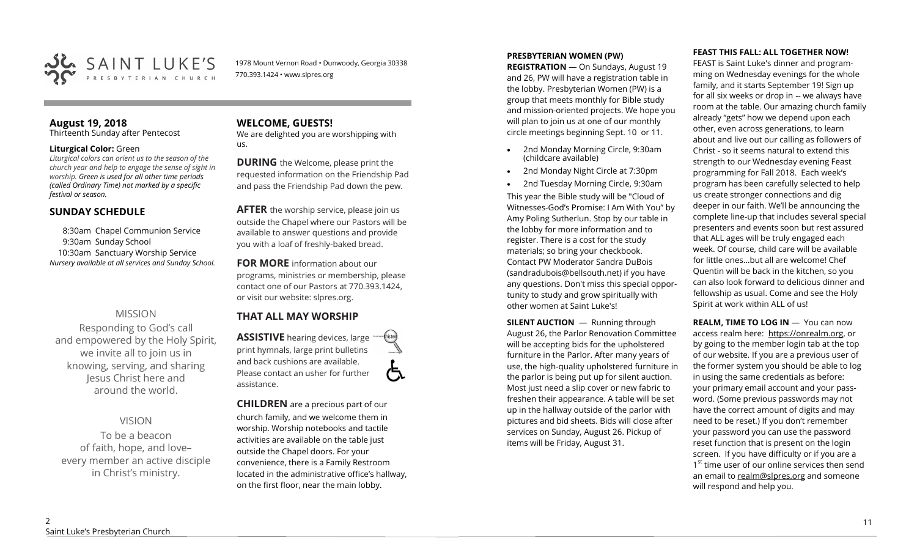SAINT LUKE'S PRESBYTERIAN CHURCH

1978 Mount Vernon Road • Dunwoody, Georgia 30338
770.393.1424 • www.slpres.org

## August 19, 2018

Thirteenth Sunday after Pentecost

**Liturgical Color:** Green

*Liturgical colors can orient us to the season of the church year and help to engage the sense of sight in worship. Green is used for all other time periods (called Ordinary Time) not marked by a specific festival or season.*

## SUNDAY SCHEDULE

8:30am Chapel Communion Service
9:30am Sunday School
10:30am Sanctuary Worship Service
*Nursery available at all services and Sunday School.*

### MISSION

Responding to God's call and empowered by the Holy Spirit, we invite all to join us in knowing, serving, and sharing Jesus Christ here and around the world.

### VISION

To be a beacon of faith, hope, and love– every member an active disciple in Christ's ministry.

## WELCOME, GUESTS!

We are delighted you are worshipping with us.

**DURING** the Welcome, please print the requested information on the Friendship Pad and pass the Friendship Pad down the pew.

**AFTER** the worship service, please join us outside the Chapel where our Pastors will be available to answer questions and provide you with a loaf of freshly-baked bread.

**FOR MORE** information about our programs, ministries or membership, please contact one of our Pastors at 770.393.1424, or visit our website: slpres.org.

## THAT ALL MAY WORSHIP

**ASSISTIVE** hearing devices, large print hymnals, large print bulletins and back cushions are available. Please contact an usher for further assistance.

**CHILDREN** are a precious part of our church family, and we welcome them in worship. Worship notebooks and tactile activities are available on the table just outside the Chapel doors. For your convenience, there is a Family Restroom located in the administrative office's hallway, on the first floor, near the main lobby.

**PRESBYTERIAN WOMEN (PW) REGISTRATION** — On Sundays, August 19 and 26, PW will have a registration table in the lobby. Presbyterian Women (PW) is a group that meets monthly for Bible study and mission-oriented projects. We hope you will plan to join us at one of our monthly circle meetings beginning Sept. 10 or 11.

- 2nd Monday Morning Circle, 9:30am (childcare available)
- 2nd Monday Night Circle at 7:30pm
- 2nd Tuesday Morning Circle, 9:30am

This year the Bible study will be "Cloud of Witnesses-God's Promise: I Am With You" by Amy Poling Sutherlun. Stop by our table in the lobby for more information and to register. There is a cost for the study materials; so bring your checkbook. Contact PW Moderator Sandra DuBois (sandradubois@bellsouth.net) if you have any questions. Don't miss this special opportunity to study and grow spiritually with other women at Saint Luke's!

**SILENT AUCTION** — Running through August 26, the Parlor Renovation Committee will be accepting bids for the upholstered furniture in the Parlor. After many years of use, the high-quality upholstered furniture in the parlor is being put up for silent auction. Most just need a slip cover or new fabric to freshen their appearance. A table will be set up in the hallway outside of the parlor with pictures and bid sheets. Bids will close after services on Sunday, August 26. Pickup of items will be Friday, August 31.

**FEAST THIS FALL: ALL TOGETHER NOW!**

FEAST is Saint Luke's dinner and programming on Wednesday evenings for the whole family, and it starts September 19! Sign up for all six weeks or drop in -- we always have room at the table. Our amazing church family already "gets" how we depend upon each other, even across generations, to learn about and live out our calling as followers of Christ - so it seems natural to extend this strength to our Wednesday evening Feast programming for Fall 2018. Each week's program has been carefully selected to help us create stronger connections and dig deeper in our faith. We'll be announcing the complete line-up that includes several special presenters and events soon but rest assured that ALL ages will be truly engaged each week. Of course, child care will be available for little ones...but all are welcome! Chef Quentin will be back in the kitchen, so you can also look forward to delicious dinner and fellowship as usual. Come and see the Holy Spirit at work within ALL of us!

**REALM, TIME TO LOG IN** — You can now access realm here: https://onrealm.org, or by going to the member login tab at the top of our website. If you are a previous user of the former system you should be able to log in using the same credentials as before: your primary email account and your password. (Some previous passwords may not have the correct amount of digits and may need to be reset.) If you don't remember your password you can use the password reset function that is present on the login screen. If you have difficulty or if you are a 1st time user of our online services then send an email to realm@slpres.org and someone will respond and help you.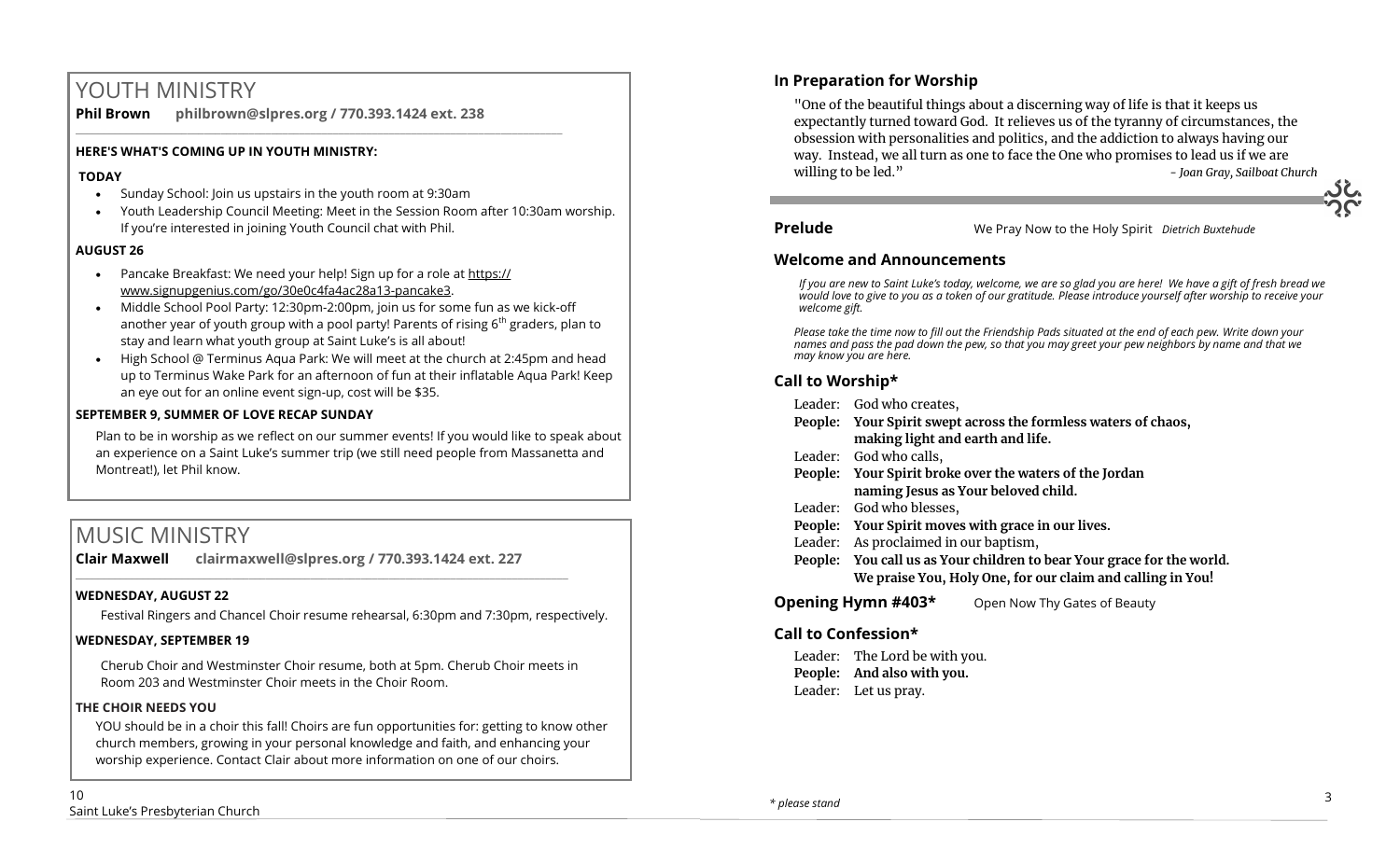# YOUTH MINISTRY

**Phil Brown philbrown@slpres.org / 770.393.1424 ext. 238**

**HERE'S WHAT'S COMING UP IN YOUTH MINISTRY:**

**TODAY**

- Sunday School: Join us upstairs in the youth room at 9:30am
- Youth Leadership Council Meeting: Meet in the Session Room after 10:30am worship. If you're interested in joining Youth Council chat with Phil.

**AUGUST 26**

- Pancake Breakfast: We need your help! Sign up for a role at https://www.signupgenius.com/go/30e0c4fa4ac28a13-pancake3.
- Middle School Pool Party: 12:30pm-2:00pm, join us for some fun as we kick-off another year of youth group with a pool party! Parents of rising 6th graders, plan to stay and learn what youth group at Saint Luke's is all about!
- High School @ Terminus Aqua Park: We will meet at the church at 2:45pm and head up to Terminus Wake Park for an afternoon of fun at their inflatable Aqua Park! Keep an eye out for an online event sign-up, cost will be $35.

**SEPTEMBER 9, SUMMER OF LOVE RECAP SUNDAY**

Plan to be in worship as we reflect on our summer events! If you would like to speak about an experience on a Saint Luke's summer trip (we still need people from Massanetta and Montreat!), let Phil know.

# MUSIC MINISTRY

**Clair Maxwell clairmaxwell@slpres.org / 770.393.1424 ext. 227**

**WEDNESDAY, AUGUST 22**

Festival Ringers and Chancel Choir resume rehearsal, 6:30pm and 7:30pm, respectively.

**WEDNESDAY, SEPTEMBER 19**

Cherub Choir and Westminster Choir resume, both at 5pm. Cherub Choir meets in Room 203 and Westminster Choir meets in the Choir Room.

**THE CHOIR NEEDS YOU**

YOU should be in a choir this fall! Choirs are fun opportunities for: getting to know other church members, growing in your personal knowledge and faith, and enhancing your worship experience. Contact Clair about more information on one of our choirs.

## In Preparation for Worship

"One of the beautiful things about a discerning way of life is that it keeps us expectantly turned toward God. It relieves us of the tyranny of circumstances, the obsession with personalities and politics, and the addiction to always having our way. Instead, we all turn as one to face the One who promises to lead us if we are willing to be led." *- Joan Gray, Sailboat Church*

**Prelude** We Pray Now to the Holy Spirit *Dietrich Buxtehude*

## Welcome and Announcements

*If you are new to Saint Luke's today, welcome, we are so glad you are here! We have a gift of fresh bread we would love to give to you as a token of our gratitude. Please introduce yourself after worship to receive your welcome gift.*

*Please take the time now to fill out the Friendship Pads situated at the end of each pew. Write down your names and pass the pad down the pew, so that you may greet your pew neighbors by name and that we may know you are here.*

## Call to Worship*

Leader: God who creates,
**People: Your Spirit swept across the formless waters of chaos, making light and earth and life.**
Leader: God who calls,
**People: Your Spirit broke over the waters of the Jordan naming Jesus as Your beloved child.**
Leader: God who blesses,
**People: Your Spirit moves with grace in our lives.**
Leader: As proclaimed in our baptism,
**People: You call us as Your children to bear Your grace for the world. We praise You, Holy One, for our claim and calling in You!**

**Opening Hymn #403*** Open Now Thy Gates of Beauty

## Call to Confession*

Leader: The Lord be with you.
**People: And also with you.**
Leader: Let us pray.

*\* please stand*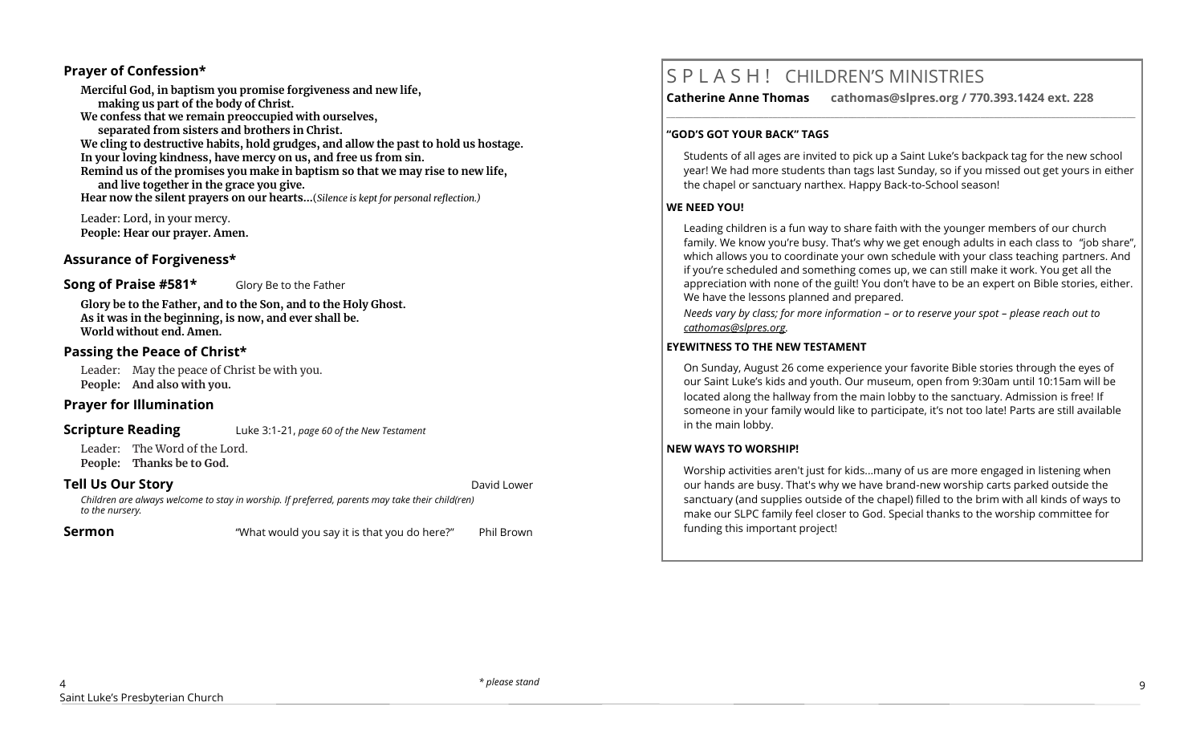## Prayer of Confession*

**Merciful God, in baptism you promise forgiveness and new life,**
**making us part of the body of Christ.**
**We confess that we remain preoccupied with ourselves,**
**separated from sisters and brothers in Christ.**
**We cling to destructive habits, hold grudges, and allow the past to hold us hostage.**
**In your loving kindness, have mercy on us, and free us from sin.**
**Remind us of the promises you make in baptism so that we may rise to new life,**
**and live together in the grace you give.**
**Hear now the silent prayers on our hearts…**(*Silence is kept for personal reflection.)*

Leader: Lord, in your mercy.
**People: Hear our prayer. Amen.**

## Assurance of Forgiveness*

**Song of Praise #581*** Glory Be to the Father

**Glory be to the Father, and to the Son, and to the Holy Ghost.**
**As it was in the beginning, is now, and ever shall be.**
**World without end. Amen.**

## Passing the Peace of Christ*

Leader: May the peace of Christ be with you.
**People: And also with you.**

## Prayer for Illumination

**Scripture Reading** Luke 3:1-21, *page 60 of the New Testament*

Leader: The Word of the Lord.
**People: Thanks be to God.**

**Tell Us Our Story** David Lower

*Children are always welcome to stay in worship. If preferred, parents may take their child(ren) to the nursery.*

**Sermon** "What would you say it is that you do here?" Phil Brown

*\* please stand*

# S P L A S H ! CHILDREN'S MINISTRIES

**Catherine Anne Thomas cathomas@slpres.org / 770.393.1424 ext. 228**

### "GOD'S GOT YOUR BACK" TAGS

Students of all ages are invited to pick up a Saint Luke's backpack tag for the new school year! We had more students than tags last Sunday, so if you missed out get yours in either the chapel or sanctuary narthex. Happy Back-to-School season!

### WE NEED YOU!

Leading children is a fun way to share faith with the younger members of our church family. We know you're busy. That's why we get enough adults in each class to "job share", which allows you to coordinate your own schedule with your class teaching partners. And if you're scheduled and something comes up, we can still make it work. You get all the appreciation with none of the guilt! You don't have to be an expert on Bible stories, either. We have the lessons planned and prepared.

*Needs vary by class; for more information – or to reserve your spot – please reach out to cathomas@slpres.org.*

### EYEWITNESS TO THE NEW TESTAMENT

On Sunday, August 26 come experience your favorite Bible stories through the eyes of our Saint Luke's kids and youth. Our museum, open from 9:30am until 10:15am will be located along the hallway from the main lobby to the sanctuary. Admission is free! If someone in your family would like to participate, it's not too late! Parts are still available in the main lobby.

### NEW WAYS TO WORSHIP!

Worship activities aren't just for kids…many of us are more engaged in listening when our hands are busy. That's why we have brand-new worship carts parked outside the sanctuary (and supplies outside of the chapel) filled to the brim with all kinds of ways to make our SLPC family feel closer to God. Special thanks to the worship committee for funding this important project!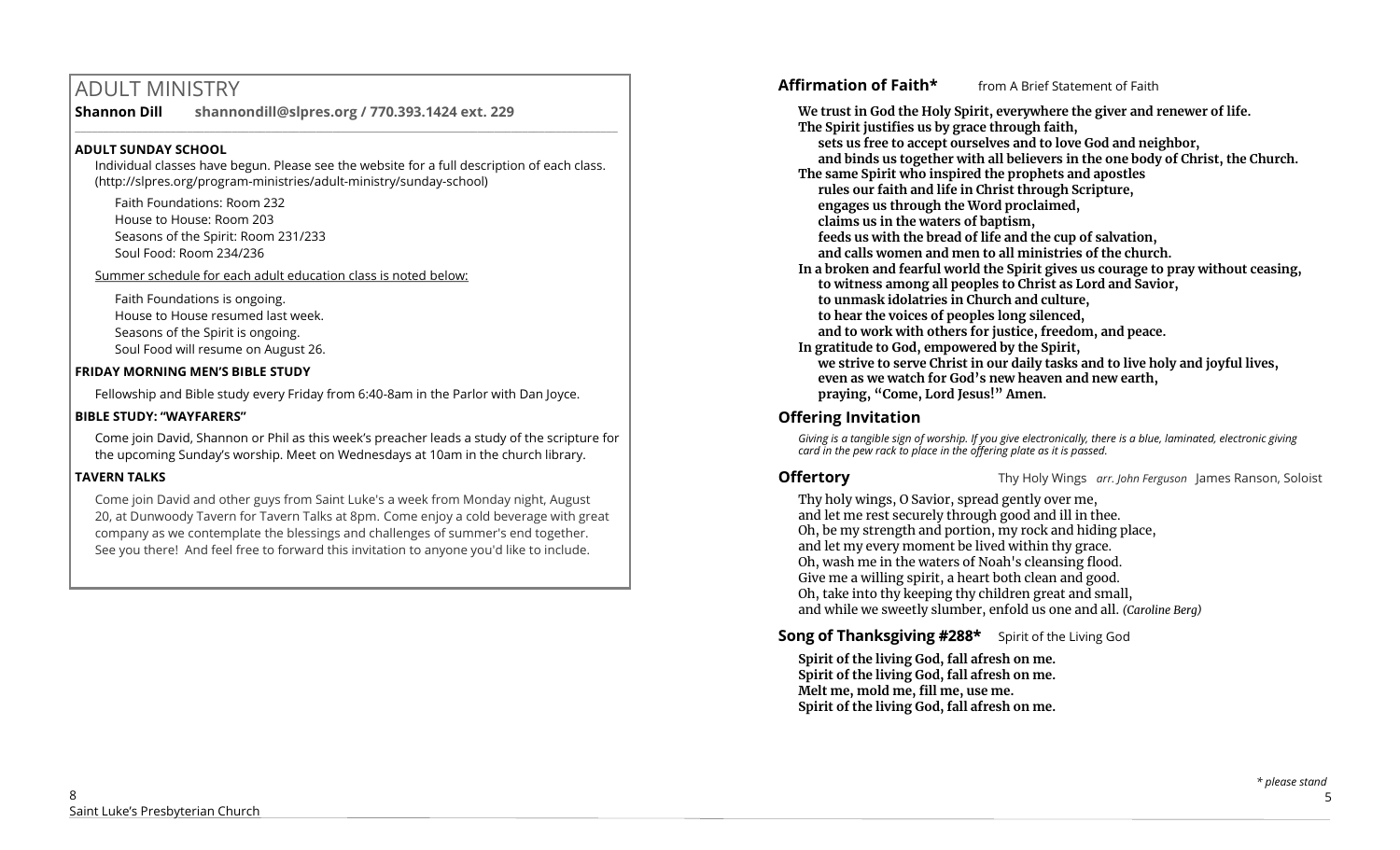# ADULT MINISTRY

**Shannon Dill** **shannondill@slpres.org / 770.393.1424 ext. 229**

### ADULT SUNDAY SCHOOL

Individual classes have begun. Please see the website for a full description of each class. (http://slpres.org/program-ministries/adult-ministry/sunday-school)

Faith Foundations: Room 232
House to House: Room 203
Seasons of the Spirit: Room 231/233
Soul Food: Room 234/236

Summer schedule for each adult education class is noted below:

Faith Foundations is ongoing.
House to House resumed last week.
Seasons of the Spirit is ongoing.
Soul Food will resume on August 26.

### FRIDAY MORNING MEN'S BIBLE STUDY

Fellowship and Bible study every Friday from 6:40-8am in the Parlor with Dan Joyce.

### BIBLE STUDY: "WAYFARERS"

Come join David, Shannon or Phil as this week's preacher leads a study of the scripture for the upcoming Sunday's worship. Meet on Wednesdays at 10am in the church library.

### TAVERN TALKS

Come join David and other guys from Saint Luke's a week from Monday night, August 20, at Dunwoody Tavern for Tavern Talks at 8pm. Come enjoy a cold beverage with great company as we contemplate the blessings and challenges of summer's end together. See you there! And feel free to forward this invitation to anyone you'd like to include.

## Affirmation of Faith* from A Brief Statement of Faith

**We trust in God the Holy Spirit, everywhere the giver and renewer of life.**
**The Spirit justifies us by grace through faith,**
**sets us free to accept ourselves and to love God and neighbor,**
**and binds us together with all believers in the one body of Christ, the Church.**
**The same Spirit who inspired the prophets and apostles**
**rules our faith and life in Christ through Scripture,**
**engages us through the Word proclaimed,**
**claims us in the waters of baptism,**
**feeds us with the bread of life and the cup of salvation,**
**and calls women and men to all ministries of the church.**
**In a broken and fearful world the Spirit gives us courage to pray without ceasing,**
**to witness among all peoples to Christ as Lord and Savior,**
**to unmask idolatries in Church and culture,**
**to hear the voices of peoples long silenced,**
**and to work with others for justice, freedom, and peace.**
**In gratitude to God, empowered by the Spirit,**
**we strive to serve Christ in our daily tasks and to live holy and joyful lives,**
**even as we watch for God's new heaven and new earth,**
**praying, "Come, Lord Jesus!" Amen.**

## Offering Invitation

*Giving is a tangible sign of worship. If you give electronically, there is a blue, laminated, electronic giving card in the pew rack to place in the offering plate as it is passed.*

## Offertory Thy Holy Wings *arr. John Ferguson* James Ranson, Soloist

Thy holy wings, O Savior, spread gently over me,
and let me rest securely through good and ill in thee.
Oh, be my strength and portion, my rock and hiding place,
and let my every moment be lived within thy grace.
Oh, wash me in the waters of Noah's cleansing flood.
Give me a willing spirit, a heart both clean and good.
Oh, take into thy keeping thy children great and small,
and while we sweetly slumber, enfold us one and all. *(Caroline Berg)*

## Song of Thanksgiving #288* Spirit of the Living God

**Spirit of the living God, fall afresh on me.**
**Spirit of the living God, fall afresh on me.**
**Melt me, mold me, fill me, use me.**
**Spirit of the living God, fall afresh on me.**

*\* please stand*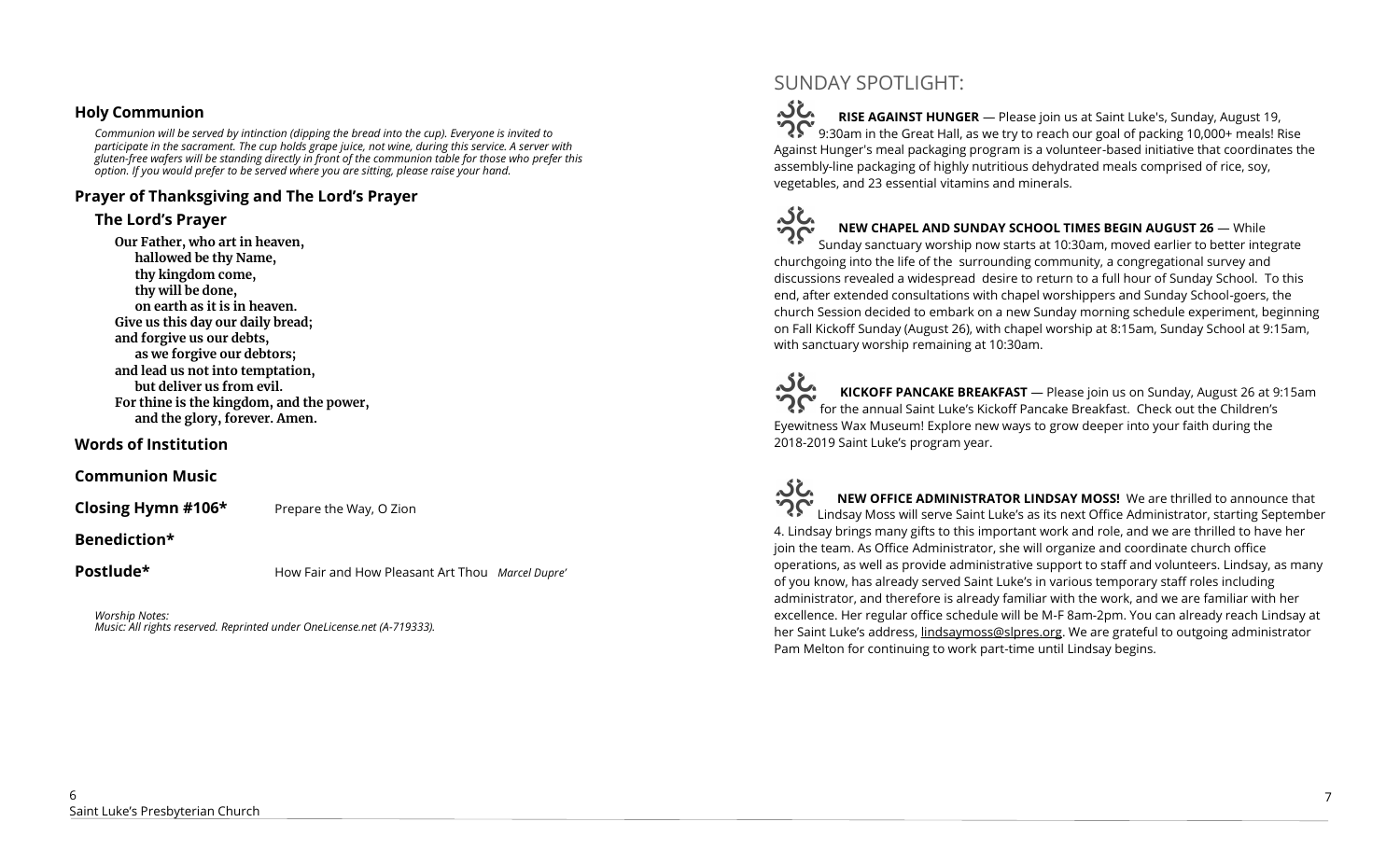## Holy Communion

*Communion will be served by intinction (dipping the bread into the cup). Everyone is invited to participate in the sacrament. The cup holds grape juice, not wine, during this service. A server with gluten-free wafers will be standing directly in front of the communion table for those who prefer this option. If you would prefer to be served where you are sitting, please raise your hand.*

## Prayer of Thanksgiving and The Lord's Prayer

### The Lord's Prayer

**Our Father, who art in heaven,**
**hallowed be thy Name,**
**thy kingdom come,**
**thy will be done,**
**on earth as it is in heaven.**
**Give us this day our daily bread;**
**and forgive us our debts,**
**as we forgive our debtors;**
**and lead us not into temptation,**
**but deliver us from evil.**
**For thine is the kingdom, and the power,**
**and the glory, forever. Amen.**

## Words of Institution

## Communion Music

**Closing Hymn #106*** Prepare the Way, O Zion

**Benediction***

**Postlude*** How Fair and How Pleasant Art Thou *Marcel Dupre'*

*Worship Notes:*
*Music: All rights reserved. Reprinted under OneLicense.net (A-719333).*

# SUNDAY SPOTLIGHT:

**RISE AGAINST HUNGER** — Please join us at Saint Luke's, Sunday, August 19, 9:30am in the Great Hall, as we try to reach our goal of packing 10,000+ meals! Rise Against Hunger's meal packaging program is a volunteer-based initiative that coordinates the assembly-line packaging of highly nutritious dehydrated meals comprised of rice, soy, vegetables, and 23 essential vitamins and minerals.

**NEW CHAPEL AND SUNDAY SCHOOL TIMES BEGIN AUGUST 26** — While Sunday sanctuary worship now starts at 10:30am, moved earlier to better integrate churchgoing into the life of the surrounding community, a congregational survey and discussions revealed a widespread desire to return to a full hour of Sunday School. To this end, after extended consultations with chapel worshippers and Sunday School-goers, the church Session decided to embark on a new Sunday morning schedule experiment, beginning on Fall Kickoff Sunday (August 26), with chapel worship at 8:15am, Sunday School at 9:15am, with sanctuary worship remaining at 10:30am.

**KICKOFF PANCAKE BREAKFAST** — Please join us on Sunday, August 26 at 9:15am for the annual Saint Luke's Kickoff Pancake Breakfast. Check out the Children's Eyewitness Wax Museum! Explore new ways to grow deeper into your faith during the 2018-2019 Saint Luke's program year.

**NEW OFFICE ADMINISTRATOR LINDSAY MOSS!** We are thrilled to announce that Lindsay Moss will serve Saint Luke's as its next Office Administrator, starting September 4. Lindsay brings many gifts to this important work and role, and we are thrilled to have her join the team. As Office Administrator, she will organize and coordinate church office operations, as well as provide administrative support to staff and volunteers. Lindsay, as many of you know, has already served Saint Luke's in various temporary staff roles including administrator, and therefore is already familiar with the work, and we are familiar with her excellence. Her regular office schedule will be M-F 8am-2pm. You can already reach Lindsay at her Saint Luke's address, lindsaymoss@slpres.org. We are grateful to outgoing administrator Pam Melton for continuing to work part-time until Lindsay begins.